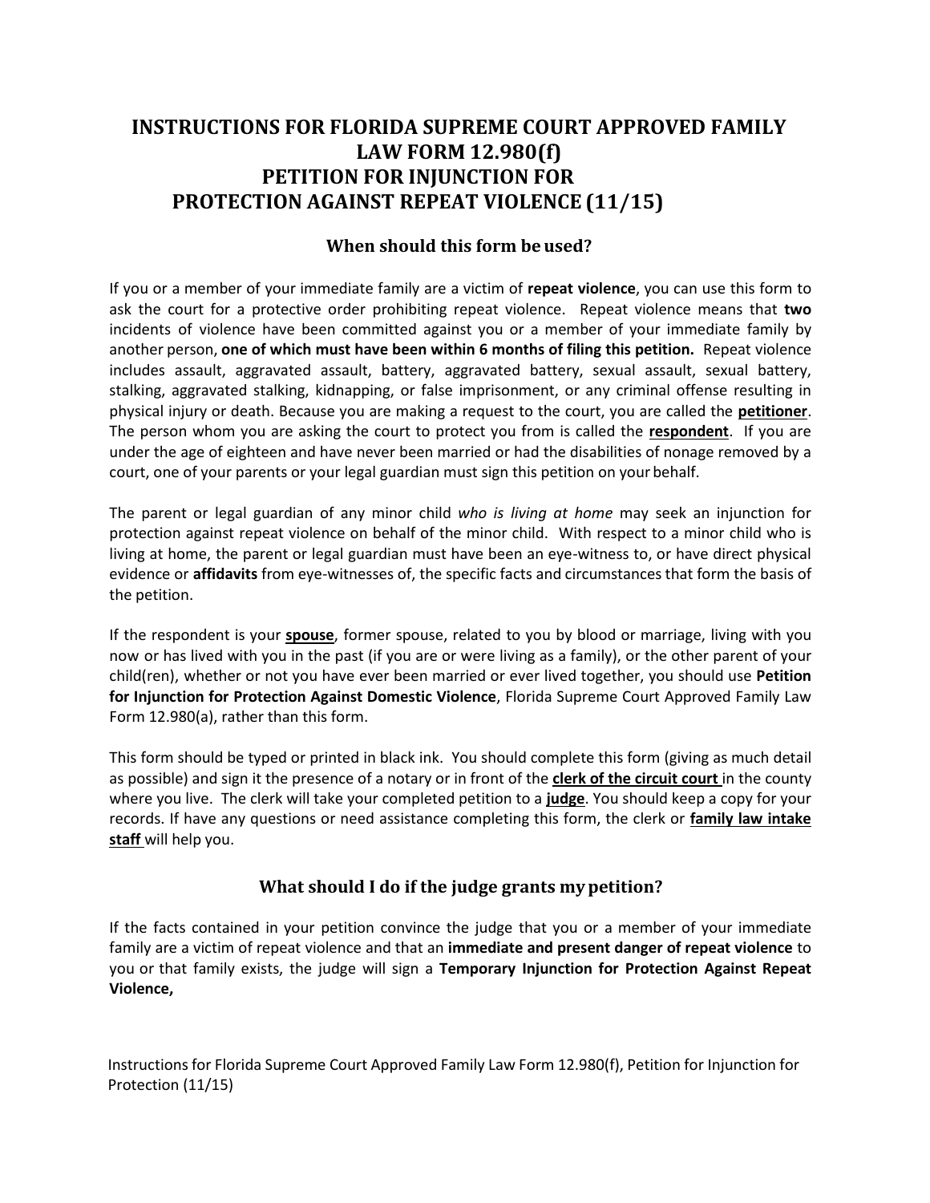# INSTRUCTIONS FOR FLORIDA SUPREME COURT APPROVED FAMILY LAW FORM 12.980(f) PETITION FOR INJUNCTION FOR PROTECTION AGAINST REPEAT VIOLENCE (11/15)

## When should this form be used?

If you or a member of your immediate family are a victim of **repeat violence**, you can use this form to ask the court for a protective order prohibiting repeat violence. Repeat violence means that **two** incidents of violence have been committed against you or a member of your immediate family by another person, **one of which must have been within 6 months of filing this petition.** Repeat violence includes assault, aggravated assault, battery, aggravated battery, sexual assault, sexual battery, stalking, aggravated stalking, kidnapping, or false imprisonment, or any criminal offense resulting in physical injury or death. Because you are making a request to the court, you are called the **petitioner**. The person whom you are asking the court to protect you from is called the **respondent**. If you are under the age of eighteen and have never been married or had the disabilities of nonage removed by a court, one of your parents or your legal guardian must sign this petition on your behalf.

The parent or legal guardian of any minor child *who is living at home* may seek an injunction for protection against repeat violence on behalf of the minor child. With respect to a minor child who is living at home, the parent or legal guardian must have been an eye-witness to, or have direct physical evidence or **affidavits** from eye-witnesses of, the specific facts and circumstances that form the basis of the petition.

If the respondent is your **spouse**, former spouse, related to you by blood or marriage, living with you now or has lived with you in the past (if you are or were living as a family), or the other parent of your child(ren), whether or not you have ever been married or ever lived together, you should use **Petition for Injunction for Protection Against Domestic Violence**, Florida Supreme Court Approved Family Law Form 12.980(a), rather than this form.

This form should be typed or printed in black ink. You should complete this form (giving as much detail as possible) and sign it the presence of a notary or in front of the **clerk of the circuit court** in the county where you live. The clerk will take your completed petition to a **judge**. You should keep a copy for your records. If have any questions or need assistance completing this form, the clerk or **family law intake staff** will help you.

## What should I do if the judge grants my petition?

If the facts contained in your petition convince the judge that you or a member of your immediate family are a victim of repeat violence and that an **immediate and present danger of repeat violence** to you or that family exists, the judge will sign a **Temporary Injunction for Protection Against Repeat Violence,**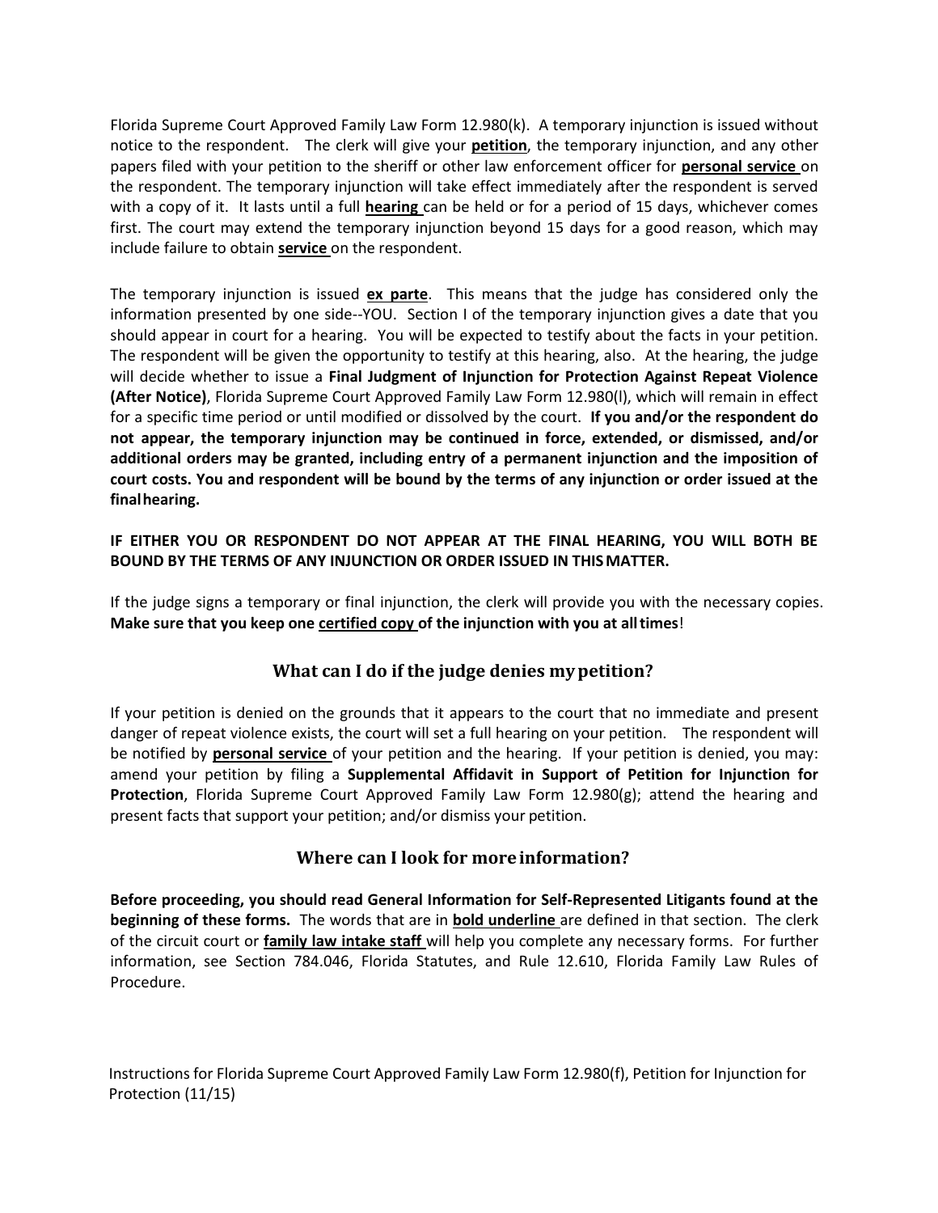Florida Supreme Court Approved Family Law Form 12.980(k). A temporary injunction is issued without notice to the respondent. The clerk will give your **petition**, the temporary injunction, and any other papers filed with your petition to the sheriff or other law enforcement officer for **personal service** on the respondent. The temporary injunction will take effect immediately after the respondent is served with a copy of it. It lasts until a full **hearing** can be held or for a period of 15 days, whichever comes first. The court may extend the temporary injunction beyond 15 days for a good reason, which may include failure to obtain **service** on the respondent.

The temporary injunction is issued **ex parte**. This means that the judge has considered only the information presented by one side--YOU. Section I of the temporary injunction gives a date that you should appear in court for a hearing. You will be expected to testify about the facts in your petition. The respondent will be given the opportunity to testify at this hearing, also. At the hearing, the judge will decide whether to issue a **Final Judgment of Injunction for Protection Against Repeat Violence (After Notice)**, Florida Supreme Court Approved Family Law Form 12.980(l), which will remain in effect for a specific time period or until modified or dissolved by the court. **If you and/or the respondent do not appear, the temporary injunction may be continued in force, extended, or dismissed, and/or additional orders may be granted, including entry of a permanent injunction and the imposition of court costs. You and respondent will be bound by the terms of any injunction or order issued at the final hearing.**

**IF EITHER YOU OR RESPONDENT DO NOT APPEAR AT THE FINAL HEARING, YOU WILL BOTH BE BOUND BY THE TERMS OF ANY INJUNCTION OR ORDER ISSUED IN THIS MATTER.**

If the judge signs a temporary or final injunction, the clerk will provide you with the necessary copies. **Make sure that you keep one certified copy of the injunction with you at all times**!

## What can I do if the judge denies my petition?

If your petition is denied on the grounds that it appears to the court that no immediate and present danger of repeat violence exists, the court will set a full hearing on your petition. The respondent will be notified by **personal service** of your petition and the hearing. If your petition is denied, you may: amend your petition by filing a **Supplemental Affidavit in Support of Petition for Injunction for Protection**, Florida Supreme Court Approved Family Law Form 12.980(g); attend the hearing and present facts that support your petition; and/or dismiss your petition.

## Where can I look for more information?

**Before proceeding, you should read General Information for Self-Represented Litigants found at the beginning of these forms.** The words that are in **bold underline** are defined in that section. The clerk of the circuit court or **family law intake staff** will help you complete any necessary forms. For further information, see Section 784.046, Florida Statutes, and Rule 12.610, Florida Family Law Rules of Procedure.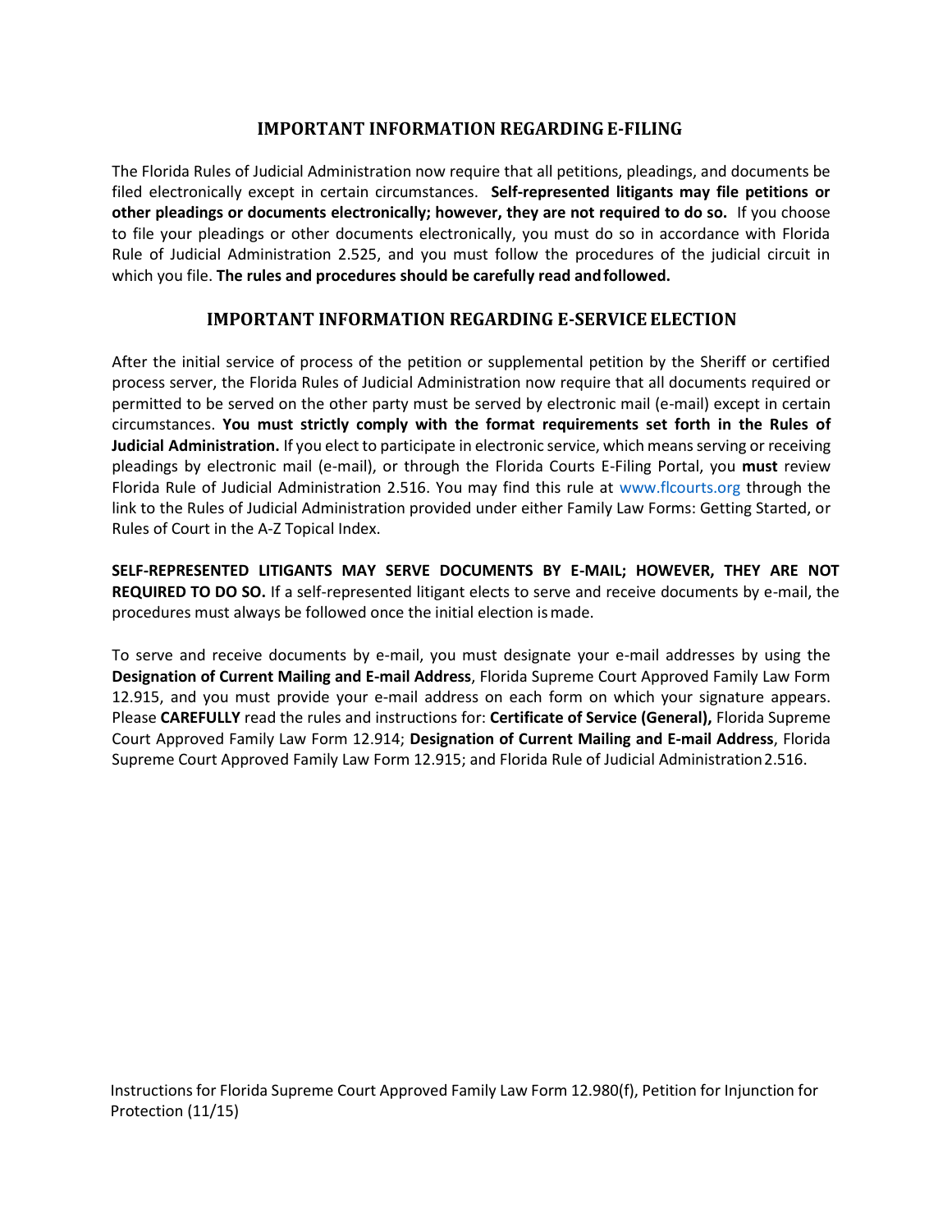## IMPORTANT INFORMATION REGARDING E-FILING

The Florida Rules of Judicial Administration now require that all petitions, pleadings, and documents be filed electronically except in certain circumstances. **Self-represented litigants may file petitions or other pleadings or documents electronically; however, they are not required to do so.** If you choose to file your pleadings or other documents electronically, you must do so in accordance with Florida Rule of Judicial Administration 2.525, and you must follow the procedures of the judicial circuit in which you file. **The rules and procedures should be carefully read and followed.**

## IMPORTANT INFORMATION REGARDING E-SERVICE ELECTION

After the initial service of process of the petition or supplemental petition by the Sheriff or certified process server, the Florida Rules of Judicial Administration now require that all documents required or permitted to be served on the other party must be served by electronic mail (e-mail) except in certain circumstances. **You must strictly comply with the format requirements set forth in the Rules of Judicial Administration.** If you elect to participate in electronic service, which means serving or receiving pleadings by electronic mail (e-mail), or through the Florida Courts E-Filing Portal, you **must** review Florida Rule of Judicial Administration 2.516. You may find this rule at www.flcourts.org through the link to the Rules of Judicial Administration provided under either Family Law Forms: Getting Started, or Rules of Court in the A-Z Topical Index.

**SELF-REPRESENTED LITIGANTS MAY SERVE DOCUMENTS BY E-MAIL; HOWEVER, THEY ARE NOT REQUIRED TO DO SO.** If a self-represented litigant elects to serve and receive documents by e-mail, the procedures must always be followed once the initial election is made.

To serve and receive documents by e-mail, you must designate your e-mail addresses by using the **Designation of Current Mailing and E-mail Address**, Florida Supreme Court Approved Family Law Form 12.915, and you must provide your e-mail address on each form on which your signature appears. Please **CAREFULLY** read the rules and instructions for: **Certificate of Service (General),** Florida Supreme Court Approved Family Law Form 12.914; **Designation of Current Mailing and E-mail Address**, Florida Supreme Court Approved Family Law Form 12.915; and Florida Rule of Judicial Administration 2.516.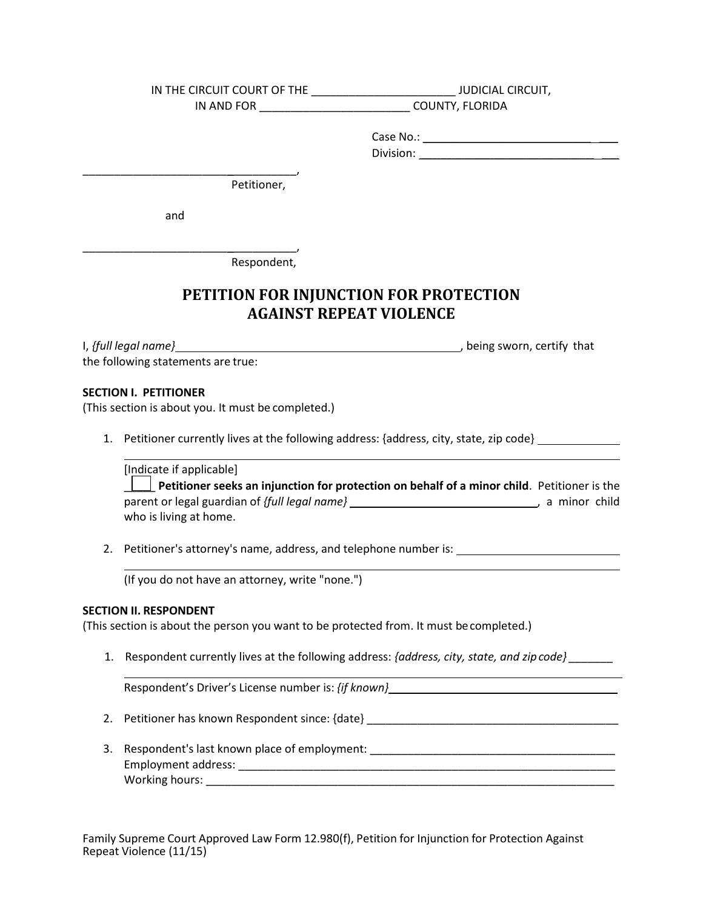IN THE CIRCUIT COURT OF THE _______________________ JUDICIAL CIRCUIT,
IN AND FOR ________________________ COUNTY, FLORIDA

Case No.: ______________________________
Division: ______________________________

____________________________________,
Petitioner,

and

____________________________________,
Respondent,

# PETITION FOR INJUNCTION FOR PROTECTION AGAINST REPEAT VIOLENCE

I, *{full legal name}* ____________________________________________, being sworn, certify that the following statements are true:

**SECTION I. PETITIONER**
(This section is about you. It must be completed.)

1. Petitioner currently lives at the following address: {address, city, state, zip code} ____________
   ______________________________________________________________________________

   [Indicate if applicable]
   ____ **Petitioner seeks an injunction for protection on behalf of a minor child**. Petitioner is the parent or legal guardian of *{full legal name}* ______________________________, a minor child who is living at home.

2. Petitioner's attorney's name, address, and telephone number is: ________________________
   ______________________________________________________________________________
   (If you do not have an attorney, write "none.")

**SECTION II. RESPONDENT**
(This section is about the person you want to be protected from. It must be completed.)

1. Respondent currently lives at the following address: *{address, city, state, and zip code}* _______
   ______________________________________________________________________________
   Respondent's Driver's License number is: *{if known}* ____________________________________

2. Petitioner has known Respondent since: {date} ________________________________________

3. Respondent's last known place of employment: ______________________________________
   Employment address: __________________________________________________________
   Working hours: _______________________________________________________________

Family Supreme Court Approved Law Form 12.980(f), Petition for Injunction for Protection Against Repeat Violence (11/15)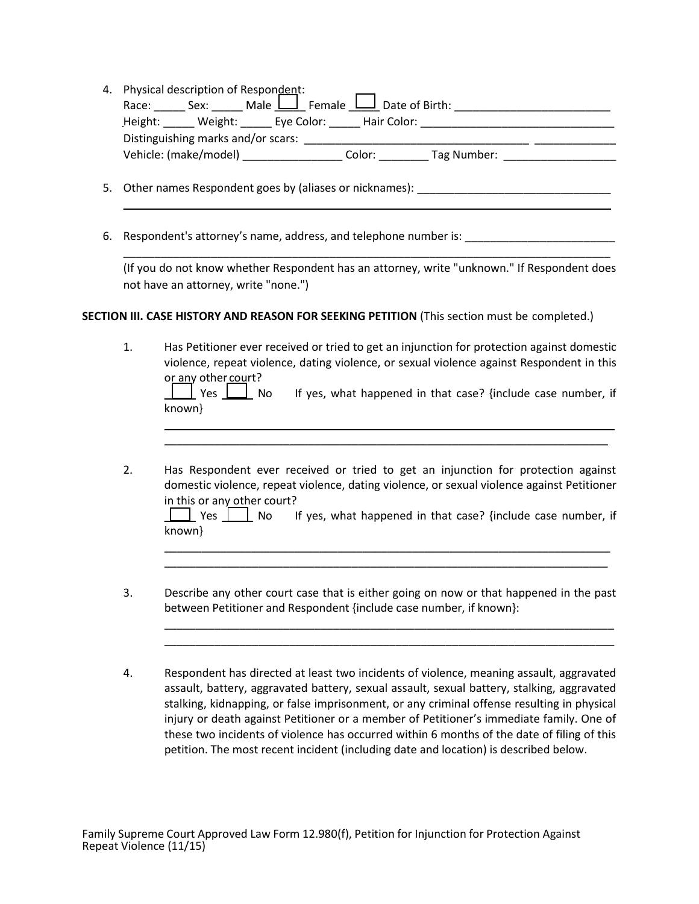4. Physical description of Respondent:
   Race: _____ Sex: _____ Male ☐ Female ☐ Date of Birth: ________________________
   Height: _____ Weight: _____ Eye Color: _____ Hair Color: ______________________________
   Distinguishing marks and/or scars: ____________________________________ _____________
   Vehicle: (make/model) ________________ Color: ________ Tag Number: __________________

5. Other names Respondent goes by (aliases or nicknames): _______________________________
   ___________________________________________________________________________

6. Respondent's attorney's name, address, and telephone number is: ________________________
   ___________________________________________________________________________
   (If you do not know whether Respondent has an attorney, write "unknown." If Respondent does not have an attorney, write "none.")

**SECTION III. CASE HISTORY AND REASON FOR SEEKING PETITION** (This section must be completed.)

1. Has Petitioner ever received or tried to get an injunction for protection against domestic violence, repeat violence, dating violence, or sexual violence against Respondent in this or any other court?
   ☐ Yes ☐ No  If yes, what happened in that case? {include case number, if known}
   ___________________________________________________________________________
   ___________________________________________________________________________

2. Has Respondent ever received or tried to get an injunction for protection against domestic violence, repeat violence, dating violence, or sexual violence against Petitioner in this or any other court?
   ☐ Yes ☐ No  If yes, what happened in that case? {include case number, if known}
   ___________________________________________________________________________
   ___________________________________________________________________________

3. Describe any other court case that is either going on now or that happened in the past between Petitioner and Respondent {include case number, if known}:
   ___________________________________________________________________________
   ___________________________________________________________________________

4. Respondent has directed at least two incidents of violence, meaning assault, aggravated assault, battery, aggravated battery, sexual assault, sexual battery, stalking, aggravated stalking, kidnapping, or false imprisonment, or any criminal offense resulting in physical injury or death against Petitioner or a member of Petitioner's immediate family. One of these two incidents of violence has occurred within 6 months of the date of filing of this petition. The most recent incident (including date and location) is described below.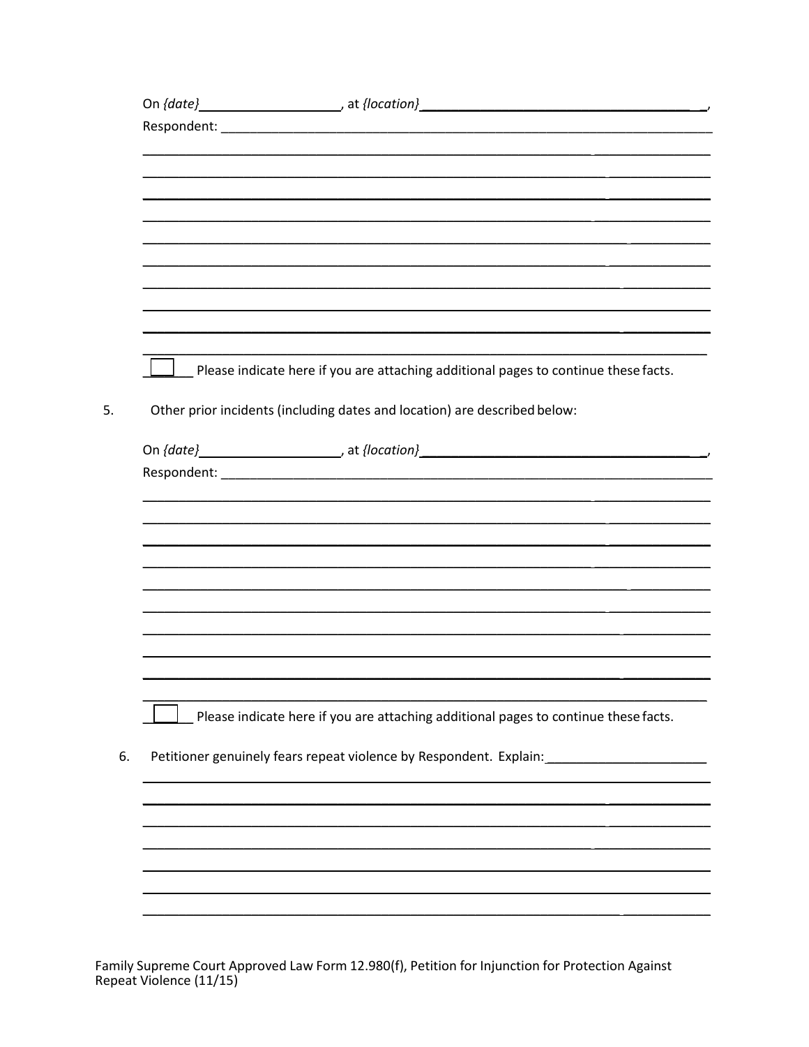On *{date}*____________________, at *{location}*________________________________________,
Respondent: ______________________________________________________________________

__________________________________________________________________________________

__________________________________________________________________________________

__________________________________________________________________________________

__________________________________________________________________________________

__________________________________________________________________________________

__________________________________________________________________________________

__________________________________________________________________________________

__________________________________________________________________________________

__________________________________________________________________________________

__________________________________________________________________________________

☐ Please indicate here if you are attaching additional pages to continue these facts.

5. Other prior incidents (including dates and location) are described below:

On *{date}*____________________, at *{location}*________________________________________,
Respondent: ______________________________________________________________________

__________________________________________________________________________________

__________________________________________________________________________________

__________________________________________________________________________________

__________________________________________________________________________________

__________________________________________________________________________________

__________________________________________________________________________________

__________________________________________________________________________________

__________________________________________________________________________________

__________________________________________________________________________________

__________________________________________________________________________________

☐ Please indicate here if you are attaching additional pages to continue these facts.

6. Petitioner genuinely fears repeat violence by Respondent. Explain:______________________

__________________________________________________________________________________

__________________________________________________________________________________

__________________________________________________________________________________

__________________________________________________________________________________

__________________________________________________________________________________

__________________________________________________________________________________

__________________________________________________________________________________

Family Supreme Court Approved Law Form 12.980(f), Petition for Injunction for Protection Against Repeat Violence (11/15)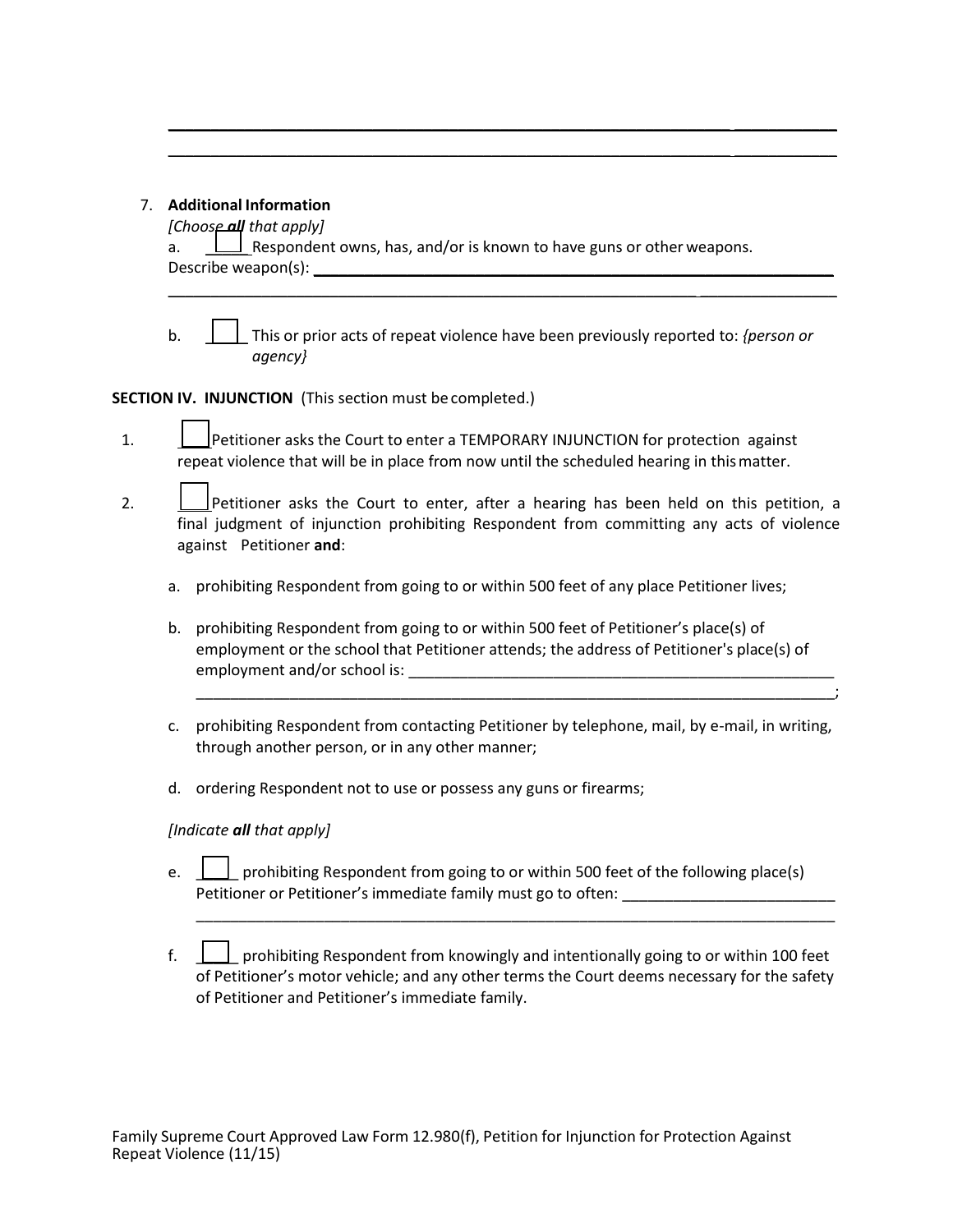______________________________________________________________________________

______________________________________________________________________________

7. **Additional Information**

   *[Choose **all** that apply]*

   a. ☐ Respondent owns, has, and/or is known to have guns or other weapons.
   Describe weapon(s): ___________________________________________________________

   ______________________________________________________________________________

   b. ☐ This or prior acts of repeat violence have been previously reported to: *{person or agency}*

**SECTION IV. INJUNCTION** (This section must be completed.)

1. ☐ Petitioner asks the Court to enter a TEMPORARY INJUNCTION for protection against repeat violence that will be in place from now until the scheduled hearing in this matter.

2. ☐ Petitioner asks the Court to enter, after a hearing has been held on this petition, a final judgment of injunction prohibiting Respondent from committing any acts of violence against Petitioner **and**:

   a. prohibiting Respondent from going to or within 500 feet of any place Petitioner lives;

   b. prohibiting Respondent from going to or within 500 feet of Petitioner's place(s) of employment or the school that Petitioner attends; the address of Petitioner's place(s) of employment and/or school is: ____________________________________________________
   ______________________________________________________________________________;

   c. prohibiting Respondent from contacting Petitioner by telephone, mail, by e-mail, in writing, through another person, or in any other manner;

   d. ordering Respondent not to use or possess any guns or firearms;

   *[Indicate **all** that apply]*

   e. ☐ prohibiting Respondent from going to or within 500 feet of the following place(s) Petitioner or Petitioner's immediate family must go to often: __________________________
   ______________________________________________________________________________

   f. ☐ prohibiting Respondent from knowingly and intentionally going to or within 100 feet of Petitioner's motor vehicle; and any other terms the Court deems necessary for the safety of Petitioner and Petitioner's immediate family.

Family Supreme Court Approved Law Form 12.980(f), Petition for Injunction for Protection Against Repeat Violence (11/15)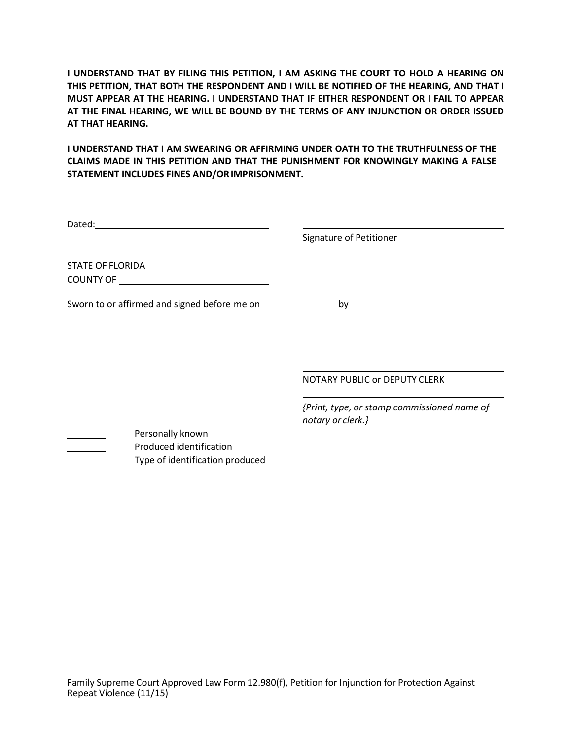**I UNDERSTAND THAT BY FILING THIS PETITION, I AM ASKING THE COURT TO HOLD A HEARING ON THIS PETITION, THAT BOTH THE RESPONDENT AND I WILL BE NOTIFIED OF THE HEARING, AND THAT I MUST APPEAR AT THE HEARING. I UNDERSTAND THAT IF EITHER RESPONDENT OR I FAIL TO APPEAR AT THE FINAL HEARING, WE WILL BE BOUND BY THE TERMS OF ANY INJUNCTION OR ORDER ISSUED AT THAT HEARING.**

**I UNDERSTAND THAT I AM SWEARING OR AFFIRMING UNDER OATH TO THE TRUTHFULNESS OF THE CLAIMS MADE IN THIS PETITION AND THAT THE PUNISHMENT FOR KNOWINGLY MAKING A FALSE STATEMENT INCLUDES FINES AND/OR IMPRISONMENT.**

Dated: ______________________________

______________________________
Signature of Petitioner

STATE OF FLORIDA
COUNTY OF ______________________________

Sworn to or affirmed and signed before me on ______________ by ______________________________

______________________________
NOTARY PUBLIC or DEPUTY CLERK

______________________________
*{Print, type, or stamp commissioned name of notary or clerk.}*

_______ Personally known
_______ Produced identification
Type of identification produced ______________________________